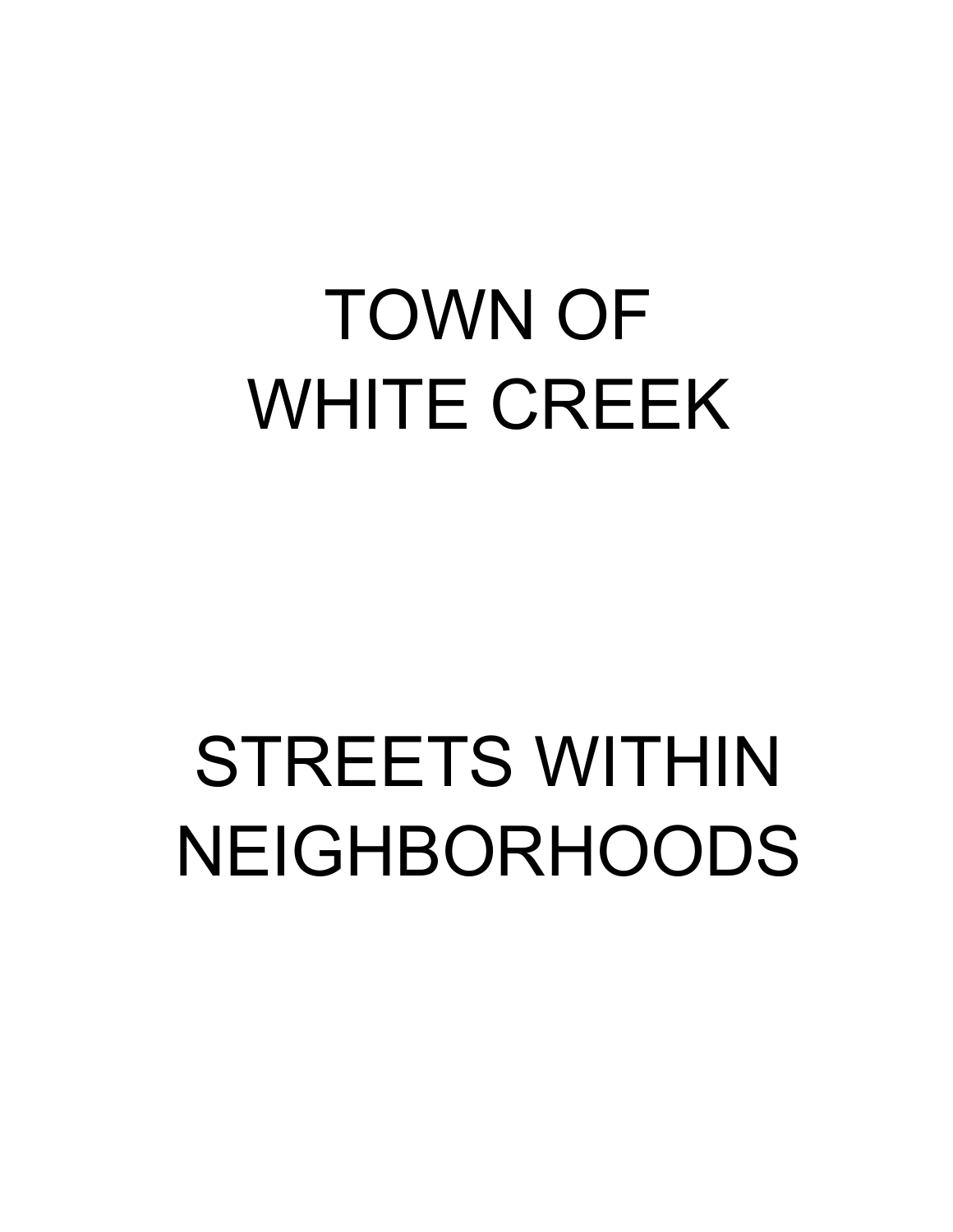# TOWN OF WHITE CREEK

# STREETS WITHIN NEIGHBORHOODS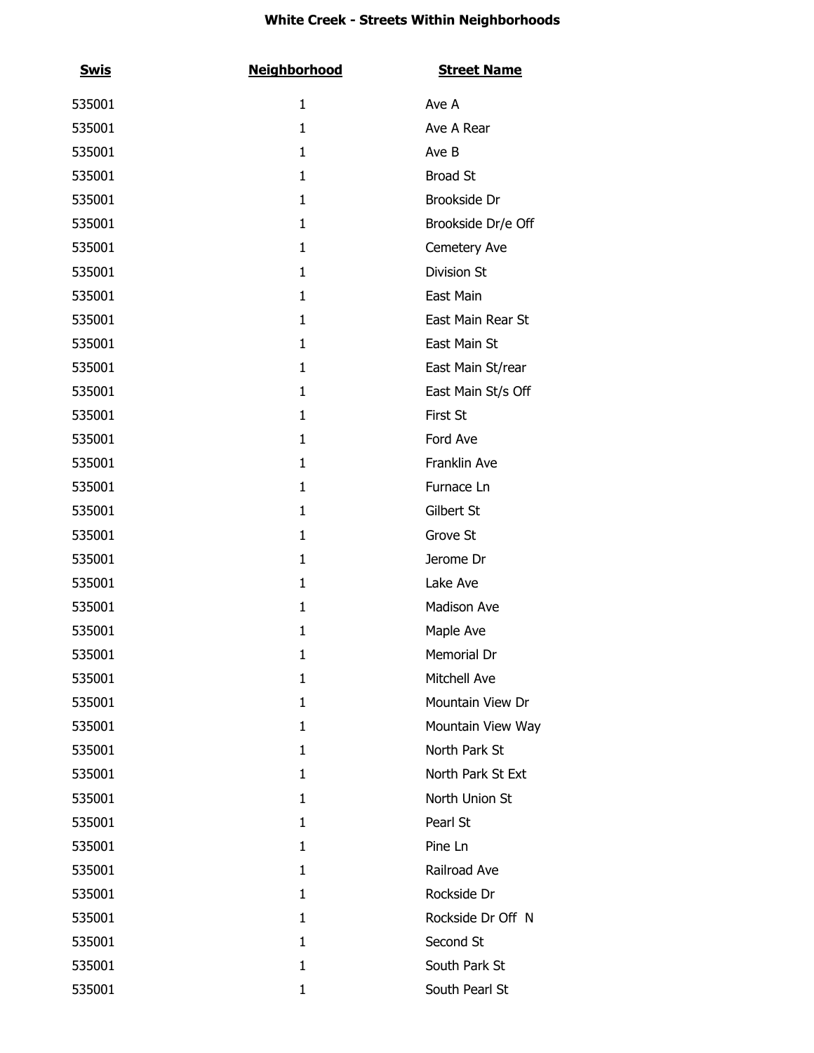**White Creek - Streets Within Neighborhoods**

| Swis | Neighborhood | Street Name |
|---|---|---|
| 535001 | 1 | Ave A |
| 535001 | 1 | Ave A Rear |
| 535001 | 1 | Ave B |
| 535001 | 1 | Broad St |
| 535001 | 1 | Brookside Dr |
| 535001 | 1 | Brookside Dr/e Off |
| 535001 | 1 | Cemetery Ave |
| 535001 | 1 | Division St |
| 535001 | 1 | East Main |
| 535001 | 1 | East Main Rear St |
| 535001 | 1 | East Main St |
| 535001 | 1 | East Main St/rear |
| 535001 | 1 | East Main St/s Off |
| 535001 | 1 | First St |
| 535001 | 1 | Ford Ave |
| 535001 | 1 | Franklin Ave |
| 535001 | 1 | Furnace Ln |
| 535001 | 1 | Gilbert St |
| 535001 | 1 | Grove St |
| 535001 | 1 | Jerome Dr |
| 535001 | 1 | Lake Ave |
| 535001 | 1 | Madison Ave |
| 535001 | 1 | Maple Ave |
| 535001 | 1 | Memorial Dr |
| 535001 | 1 | Mitchell Ave |
| 535001 | 1 | Mountain View Dr |
| 535001 | 1 | Mountain View Way |
| 535001 | 1 | North Park St |
| 535001 | 1 | North Park St Ext |
| 535001 | 1 | North Union St |
| 535001 | 1 | Pearl St |
| 535001 | 1 | Pine Ln |
| 535001 | 1 | Railroad Ave |
| 535001 | 1 | Rockside Dr |
| 535001 | 1 | Rockside Dr Off N |
| 535001 | 1 | Second St |
| 535001 | 1 | South Park St |
| 535001 | 1 | South Pearl St |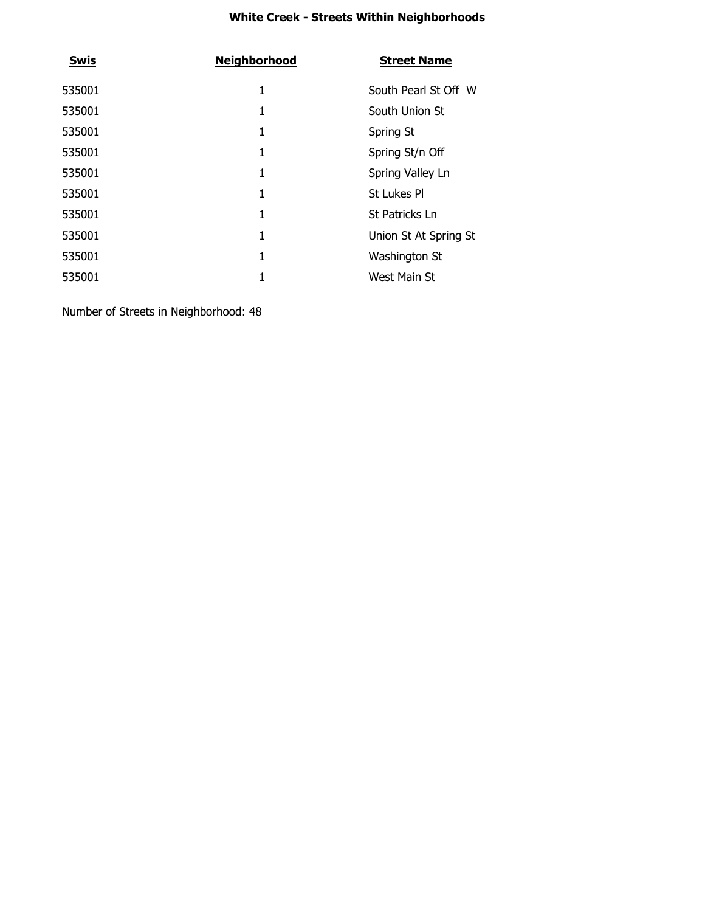**White Creek - Streets Within Neighborhoods**

| Swis | Neighborhood | Street Name |
|---|---|---|
| 535001 | 1 | South Pearl St Off W |
| 535001 | 1 | South Union St |
| 535001 | 1 | Spring St |
| 535001 | 1 | Spring St/n Off |
| 535001 | 1 | Spring Valley Ln |
| 535001 | 1 | St Lukes Pl |
| 535001 | 1 | St Patricks Ln |
| 535001 | 1 | Union St At Spring St |
| 535001 | 1 | Washington St |
| 535001 | 1 | West Main St |

Number of Streets in Neighborhood: 48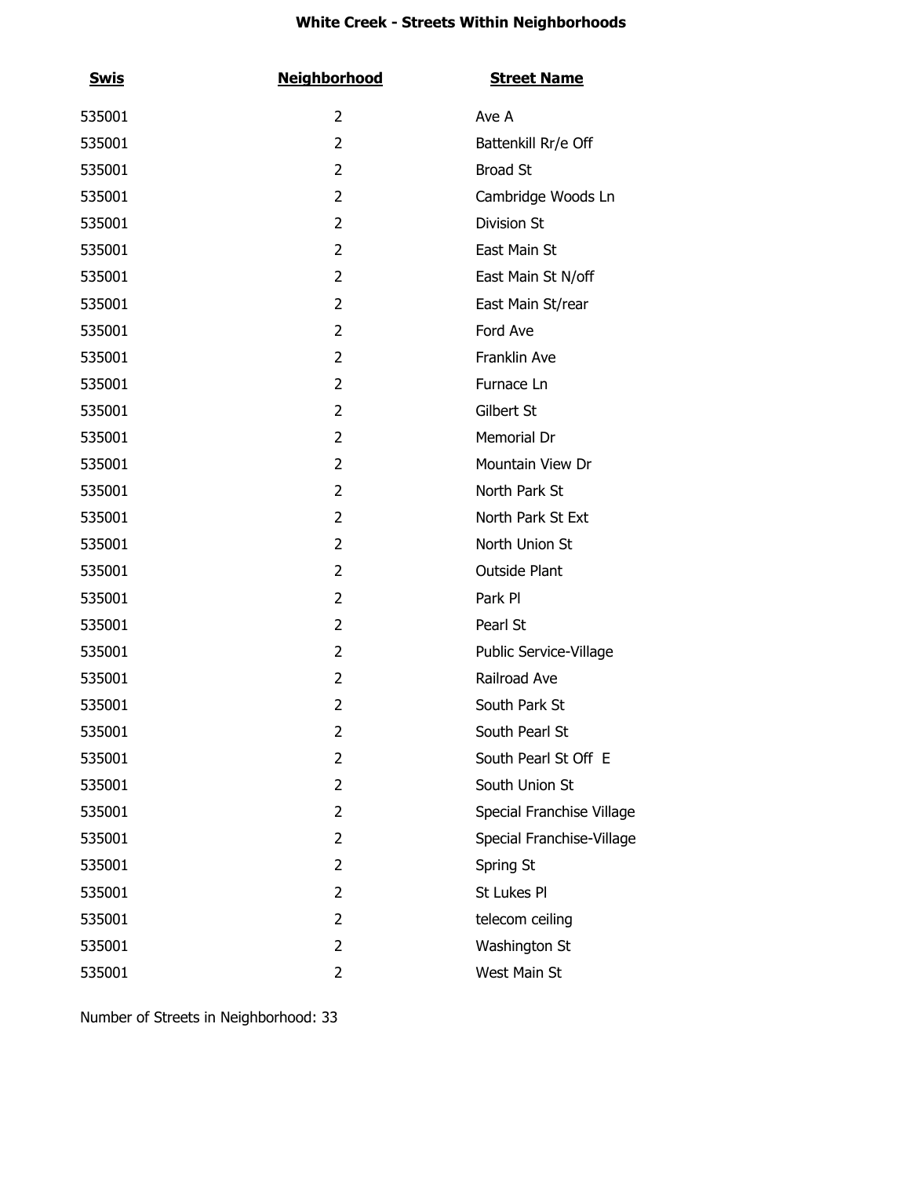# White Creek - Streets Within Neighborhoods

| Swis | Neighborhood | Street Name |
|---|---|---|
| 535001 | 2 | Ave A |
| 535001 | 2 | Battenkill Rr/e Off |
| 535001 | 2 | Broad St |
| 535001 | 2 | Cambridge Woods Ln |
| 535001 | 2 | Division St |
| 535001 | 2 | East Main St |
| 535001 | 2 | East Main St N/off |
| 535001 | 2 | East Main St/rear |
| 535001 | 2 | Ford Ave |
| 535001 | 2 | Franklin Ave |
| 535001 | 2 | Furnace Ln |
| 535001 | 2 | Gilbert St |
| 535001 | 2 | Memorial Dr |
| 535001 | 2 | Mountain View Dr |
| 535001 | 2 | North Park St |
| 535001 | 2 | North Park St Ext |
| 535001 | 2 | North Union St |
| 535001 | 2 | Outside Plant |
| 535001 | 2 | Park Pl |
| 535001 | 2 | Pearl St |
| 535001 | 2 | Public Service-Village |
| 535001 | 2 | Railroad Ave |
| 535001 | 2 | South Park St |
| 535001 | 2 | South Pearl St |
| 535001 | 2 | South Pearl St Off E |
| 535001 | 2 | South Union St |
| 535001 | 2 | Special Franchise Village |
| 535001 | 2 | Special Franchise-Village |
| 535001 | 2 | Spring St |
| 535001 | 2 | St Lukes Pl |
| 535001 | 2 | telecom ceiling |
| 535001 | 2 | Washington St |
| 535001 | 2 | West Main St |

Number of Streets in Neighborhood: 33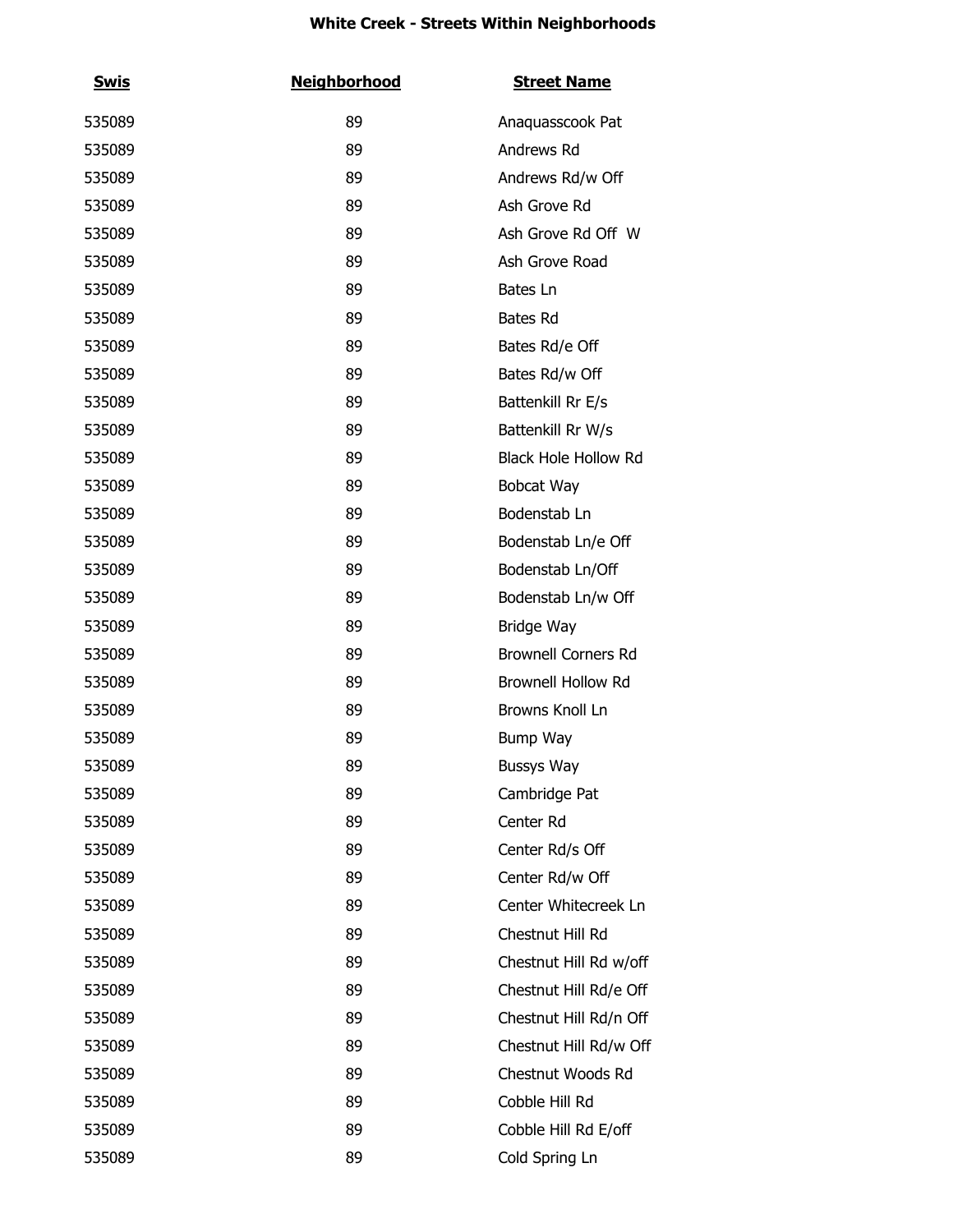**White Creek - Streets Within Neighborhoods**

| Swis | Neighborhood | Street Name |
|---|---|---|
| 535089 | 89 | Anaquasscook Pat |
| 535089 | 89 | Andrews Rd |
| 535089 | 89 | Andrews Rd/w Off |
| 535089 | 89 | Ash Grove Rd |
| 535089 | 89 | Ash Grove Rd Off W |
| 535089 | 89 | Ash Grove Road |
| 535089 | 89 | Bates Ln |
| 535089 | 89 | Bates Rd |
| 535089 | 89 | Bates Rd/e Off |
| 535089 | 89 | Bates Rd/w Off |
| 535089 | 89 | Battenkill Rr E/s |
| 535089 | 89 | Battenkill Rr W/s |
| 535089 | 89 | Black Hole Hollow Rd |
| 535089 | 89 | Bobcat Way |
| 535089 | 89 | Bodenstab Ln |
| 535089 | 89 | Bodenstab Ln/e Off |
| 535089 | 89 | Bodenstab Ln/Off |
| 535089 | 89 | Bodenstab Ln/w Off |
| 535089 | 89 | Bridge Way |
| 535089 | 89 | Brownell Corners Rd |
| 535089 | 89 | Brownell Hollow Rd |
| 535089 | 89 | Browns Knoll Ln |
| 535089 | 89 | Bump Way |
| 535089 | 89 | Bussys Way |
| 535089 | 89 | Cambridge Pat |
| 535089 | 89 | Center Rd |
| 535089 | 89 | Center Rd/s Off |
| 535089 | 89 | Center Rd/w Off |
| 535089 | 89 | Center Whitecreek Ln |
| 535089 | 89 | Chestnut Hill Rd |
| 535089 | 89 | Chestnut Hill Rd w/off |
| 535089 | 89 | Chestnut Hill Rd/e Off |
| 535089 | 89 | Chestnut Hill Rd/n Off |
| 535089 | 89 | Chestnut Hill Rd/w Off |
| 535089 | 89 | Chestnut Woods Rd |
| 535089 | 89 | Cobble Hill Rd |
| 535089 | 89 | Cobble Hill Rd E/off |
| 535089 | 89 | Cold Spring Ln |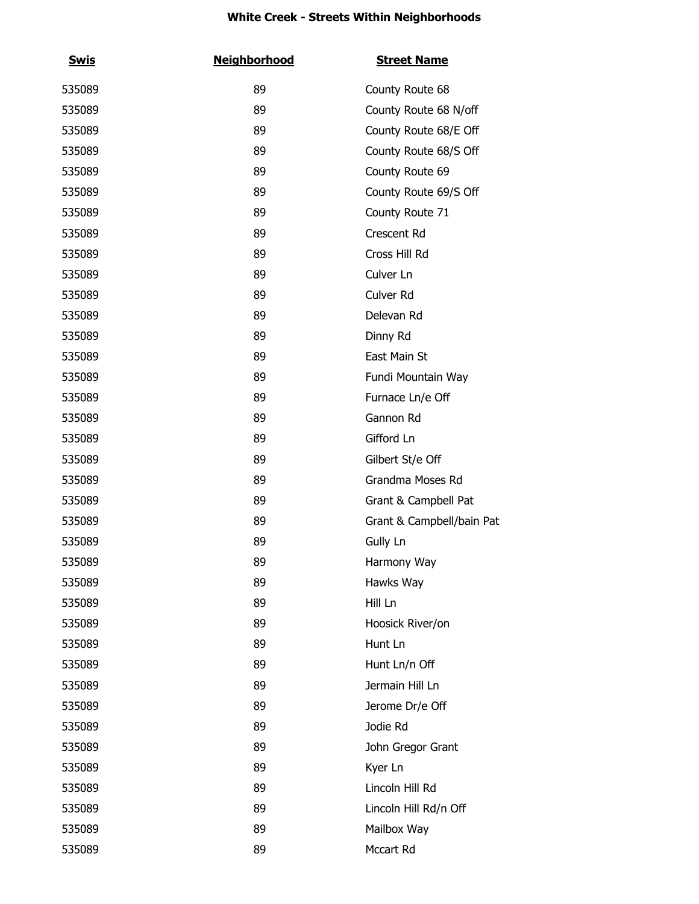**White Creek - Streets Within Neighborhoods**

| Swis | Neighborhood | Street Name |
|---|---|---|
| 535089 | 89 | County Route 68 |
| 535089 | 89 | County Route 68 N/off |
| 535089 | 89 | County Route 68/E Off |
| 535089 | 89 | County Route 68/S Off |
| 535089 | 89 | County Route 69 |
| 535089 | 89 | County Route 69/S Off |
| 535089 | 89 | County Route 71 |
| 535089 | 89 | Crescent Rd |
| 535089 | 89 | Cross Hill Rd |
| 535089 | 89 | Culver Ln |
| 535089 | 89 | Culver Rd |
| 535089 | 89 | Delevan Rd |
| 535089 | 89 | Dinny Rd |
| 535089 | 89 | East Main St |
| 535089 | 89 | Fundi Mountain Way |
| 535089 | 89 | Furnace Ln/e Off |
| 535089 | 89 | Gannon Rd |
| 535089 | 89 | Gifford Ln |
| 535089 | 89 | Gilbert St/e Off |
| 535089 | 89 | Grandma Moses Rd |
| 535089 | 89 | Grant & Campbell Pat |
| 535089 | 89 | Grant & Campbell/bain Pat |
| 535089 | 89 | Gully Ln |
| 535089 | 89 | Harmony Way |
| 535089 | 89 | Hawks Way |
| 535089 | 89 | Hill Ln |
| 535089 | 89 | Hoosick River/on |
| 535089 | 89 | Hunt Ln |
| 535089 | 89 | Hunt Ln/n Off |
| 535089 | 89 | Jermain Hill Ln |
| 535089 | 89 | Jerome Dr/e Off |
| 535089 | 89 | Jodie Rd |
| 535089 | 89 | John Gregor Grant |
| 535089 | 89 | Kyer Ln |
| 535089 | 89 | Lincoln Hill Rd |
| 535089 | 89 | Lincoln Hill Rd/n Off |
| 535089 | 89 | Mailbox Way |
| 535089 | 89 | Mccart Rd |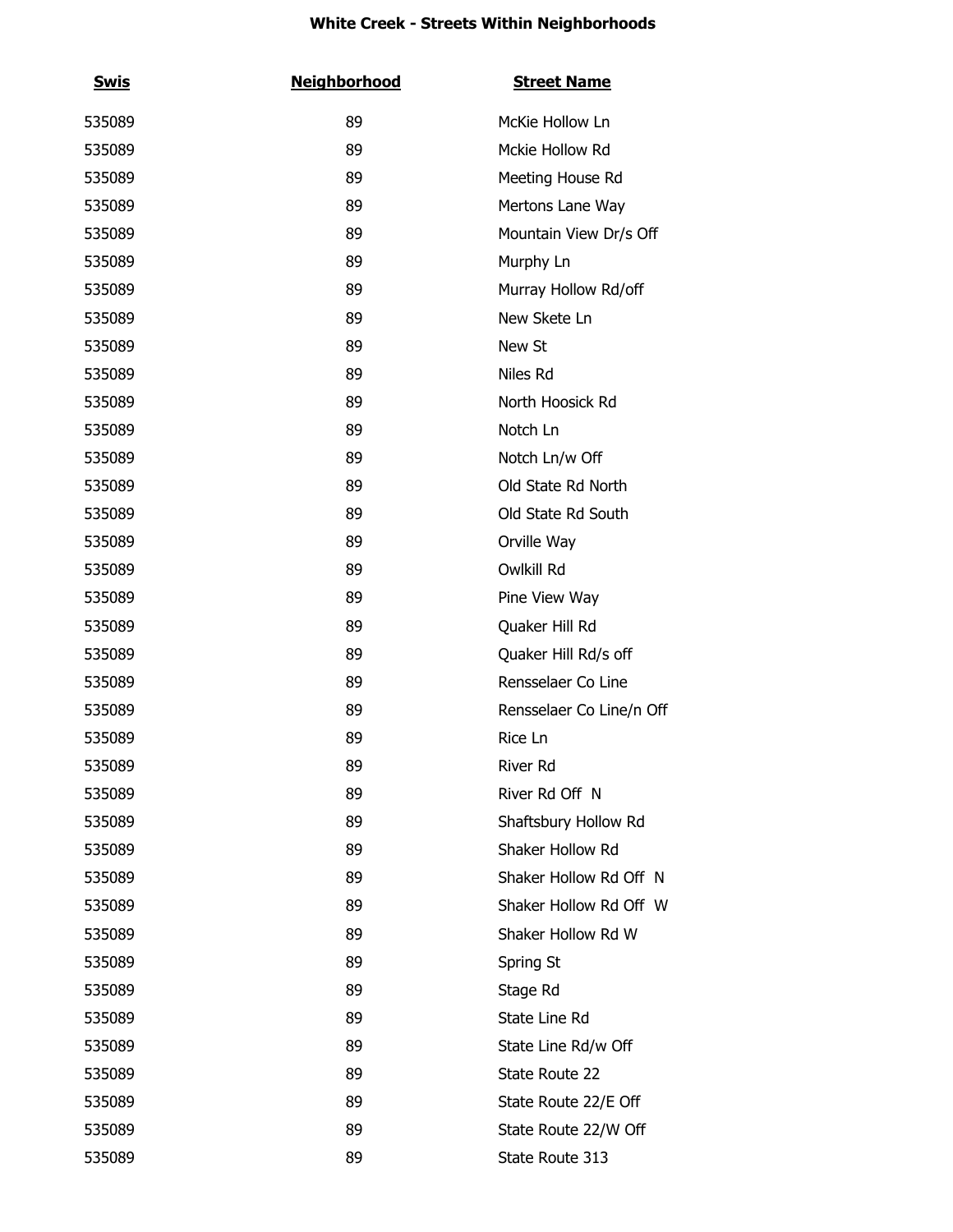**White Creek - Streets Within Neighborhoods**

| Swis | Neighborhood | Street Name |
|---|---|---|
| 535089 | 89 | McKie Hollow Ln |
| 535089 | 89 | Mckie Hollow Rd |
| 535089 | 89 | Meeting House Rd |
| 535089 | 89 | Mertons Lane Way |
| 535089 | 89 | Mountain View Dr/s Off |
| 535089 | 89 | Murphy Ln |
| 535089 | 89 | Murray Hollow Rd/off |
| 535089 | 89 | New Skete Ln |
| 535089 | 89 | New St |
| 535089 | 89 | Niles Rd |
| 535089 | 89 | North Hoosick Rd |
| 535089 | 89 | Notch Ln |
| 535089 | 89 | Notch Ln/w Off |
| 535089 | 89 | Old State Rd North |
| 535089 | 89 | Old State Rd South |
| 535089 | 89 | Orville Way |
| 535089 | 89 | Owlkill Rd |
| 535089 | 89 | Pine View Way |
| 535089 | 89 | Quaker Hill Rd |
| 535089 | 89 | Quaker Hill Rd/s off |
| 535089 | 89 | Rensselaer Co Line |
| 535089 | 89 | Rensselaer Co Line/n Off |
| 535089 | 89 | Rice Ln |
| 535089 | 89 | River Rd |
| 535089 | 89 | River Rd Off N |
| 535089 | 89 | Shaftsbury Hollow Rd |
| 535089 | 89 | Shaker Hollow Rd |
| 535089 | 89 | Shaker Hollow Rd Off N |
| 535089 | 89 | Shaker Hollow Rd Off W |
| 535089 | 89 | Shaker Hollow Rd W |
| 535089 | 89 | Spring St |
| 535089 | 89 | Stage Rd |
| 535089 | 89 | State Line Rd |
| 535089 | 89 | State Line Rd/w Off |
| 535089 | 89 | State Route 22 |
| 535089 | 89 | State Route 22/E Off |
| 535089 | 89 | State Route 22/W Off |
| 535089 | 89 | State Route 313 |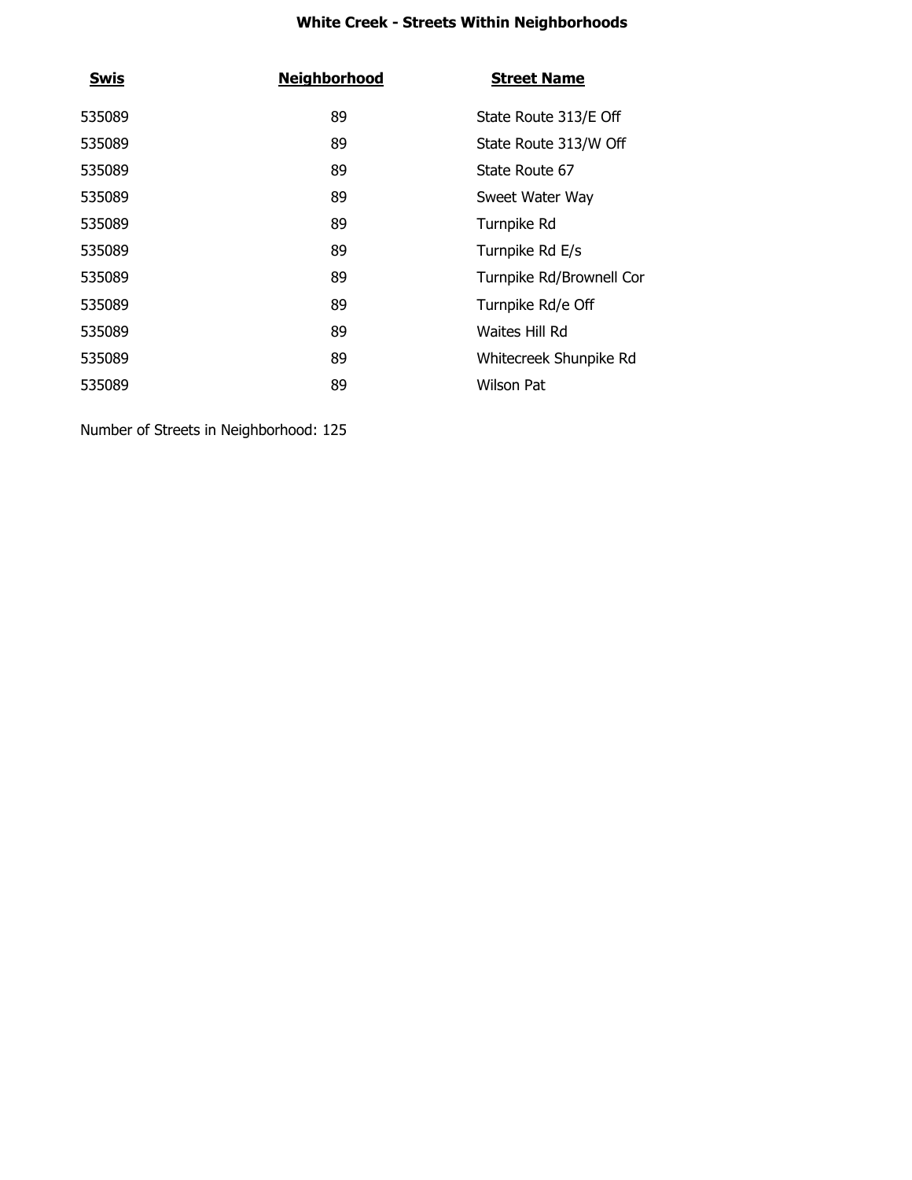**White Creek - Streets Within Neighborhoods**

| Swis | Neighborhood | Street Name |
|---|---|---|
| 535089 | 89 | State Route 313/E Off |
| 535089 | 89 | State Route 313/W Off |
| 535089 | 89 | State Route 67 |
| 535089 | 89 | Sweet Water Way |
| 535089 | 89 | Turnpike Rd |
| 535089 | 89 | Turnpike Rd E/s |
| 535089 | 89 | Turnpike Rd/Brownell Cor |
| 535089 | 89 | Turnpike Rd/e Off |
| 535089 | 89 | Waites Hill Rd |
| 535089 | 89 | Whitecreek Shunpike Rd |
| 535089 | 89 | Wilson Pat |

Number of Streets in Neighborhood: 125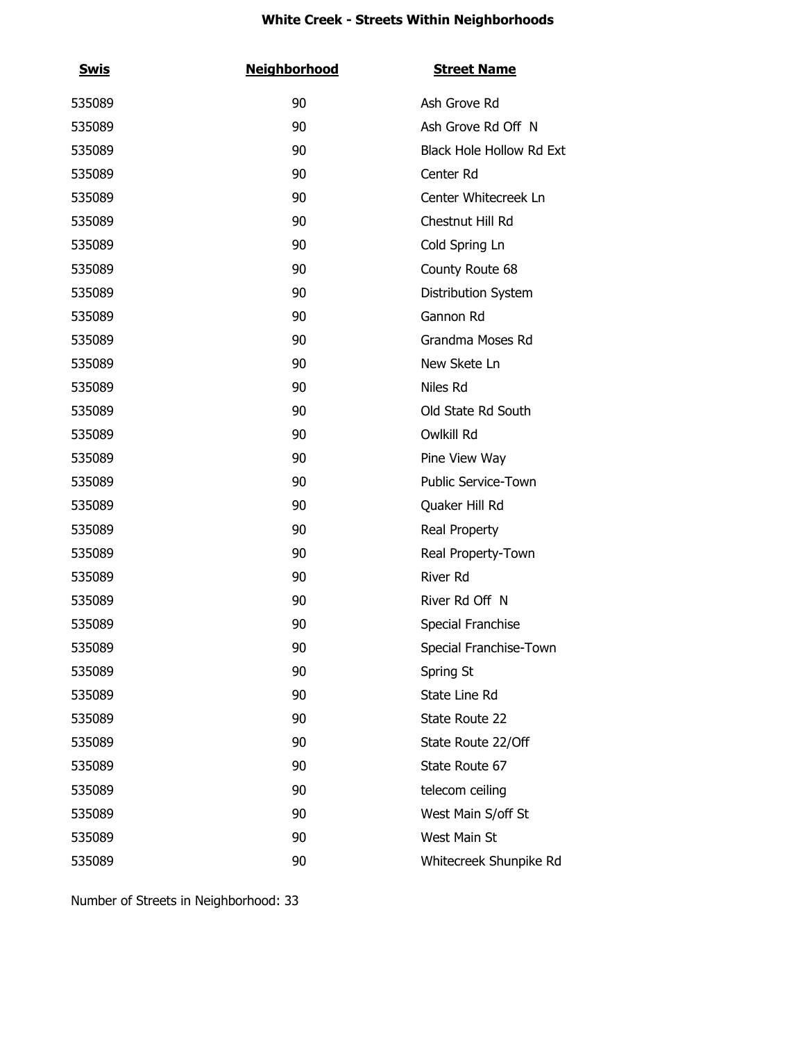# White Creek - Streets Within Neighborhoods

| Swis | Neighborhood | Street Name |
|---|---|---|
| 535089 | 90 | Ash Grove Rd |
| 535089 | 90 | Ash Grove Rd Off N |
| 535089 | 90 | Black Hole Hollow Rd Ext |
| 535089 | 90 | Center Rd |
| 535089 | 90 | Center Whitecreek Ln |
| 535089 | 90 | Chestnut Hill Rd |
| 535089 | 90 | Cold Spring Ln |
| 535089 | 90 | County Route 68 |
| 535089 | 90 | Distribution System |
| 535089 | 90 | Gannon Rd |
| 535089 | 90 | Grandma Moses Rd |
| 535089 | 90 | New Skete Ln |
| 535089 | 90 | Niles Rd |
| 535089 | 90 | Old State Rd South |
| 535089 | 90 | Owlkill Rd |
| 535089 | 90 | Pine View Way |
| 535089 | 90 | Public Service-Town |
| 535089 | 90 | Quaker Hill Rd |
| 535089 | 90 | Real Property |
| 535089 | 90 | Real Property-Town |
| 535089 | 90 | River Rd |
| 535089 | 90 | River Rd Off N |
| 535089 | 90 | Special Franchise |
| 535089 | 90 | Special Franchise-Town |
| 535089 | 90 | Spring St |
| 535089 | 90 | State Line Rd |
| 535089 | 90 | State Route 22 |
| 535089 | 90 | State Route 22/Off |
| 535089 | 90 | State Route 67 |
| 535089 | 90 | telecom ceiling |
| 535089 | 90 | West Main S/off St |
| 535089 | 90 | West Main St |
| 535089 | 90 | Whitecreek Shunpike Rd |

Number of Streets in Neighborhood: 33